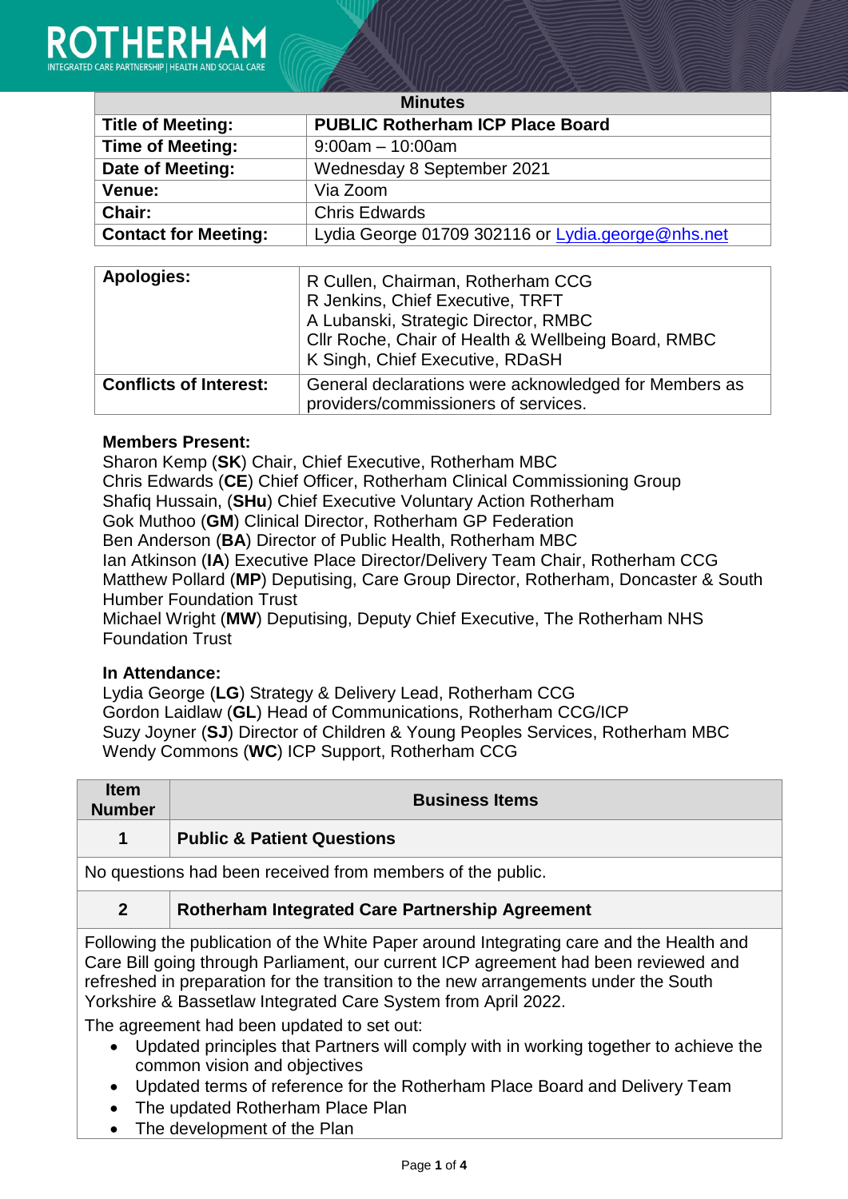ROTHERHAM
INTEGRATED CARE PARTNERSHIP | HEALTH AND SOCIAL CARE

| Minutes | |
|---|---|
| **Title of Meeting:** | **PUBLIC Rotherham ICP Place Board** |
| **Time of Meeting:** | 9:00am – 10:00am |
| **Date of Meeting:** | Wednesday 8 September 2021 |
| **Venue:** | Via Zoom |
| **Chair:** | Chris Edwards |
| **Contact for Meeting:** | Lydia George 01709 302116 or Lydia.george@nhs.net |

| | |
|---|---|
| **Apologies:** | R Cullen, Chairman, Rotherham CCG<br>R Jenkins, Chief Executive, TRFT<br>A Lubanski, Strategic Director, RMBC<br>Cllr Roche, Chair of Health & Wellbeing Board, RMBC<br>K Singh, Chief Executive, RDaSH |
| **Conflicts of Interest:** | General declarations were acknowledged for Members as providers/commissioners of services. |

**Members Present:**

Sharon Kemp (**SK**) Chair, Chief Executive, Rotherham MBC
Chris Edwards (**CE**) Chief Officer, Rotherham Clinical Commissioning Group
Shafiq Hussain, (**SHu**) Chief Executive Voluntary Action Rotherham
Gok Muthoo (**GM**) Clinical Director, Rotherham GP Federation
Ben Anderson (**BA**) Director of Public Health, Rotherham MBC
Ian Atkinson (**IA**) Executive Place Director/Delivery Team Chair, Rotherham CCG
Matthew Pollard (**MP**) Deputising, Care Group Director, Rotherham, Doncaster & South Humber Foundation Trust
Michael Wright (**MW**) Deputising, Deputy Chief Executive, The Rotherham NHS Foundation Trust

**In Attendance:**

Lydia George (**LG**) Strategy & Delivery Lead, Rotherham CCG
Gordon Laidlaw (**GL**) Head of Communications, Rotherham CCG/ICP
Suzy Joyner (**SJ**) Director of Children & Young Peoples Services, Rotherham MBC
Wendy Commons (**WC**) ICP Support, Rotherham CCG

| Item Number | Business Items |
|---|---|
| **1** | **Public & Patient Questions** |

No questions had been received from members of the public.

| | |
|---|---|
| **2** | **Rotherham Integrated Care Partnership Agreement** |

Following the publication of the White Paper around Integrating care and the Health and Care Bill going through Parliament, our current ICP agreement had been reviewed and refreshed in preparation for the transition to the new arrangements under the South Yorkshire & Bassetlaw Integrated Care System from April 2022.

The agreement had been updated to set out:

- Updated principles that Partners will comply with in working together to achieve the common vision and objectives
- Updated terms of reference for the Rotherham Place Board and Delivery Team
- The updated Rotherham Place Plan
- The development of the Plan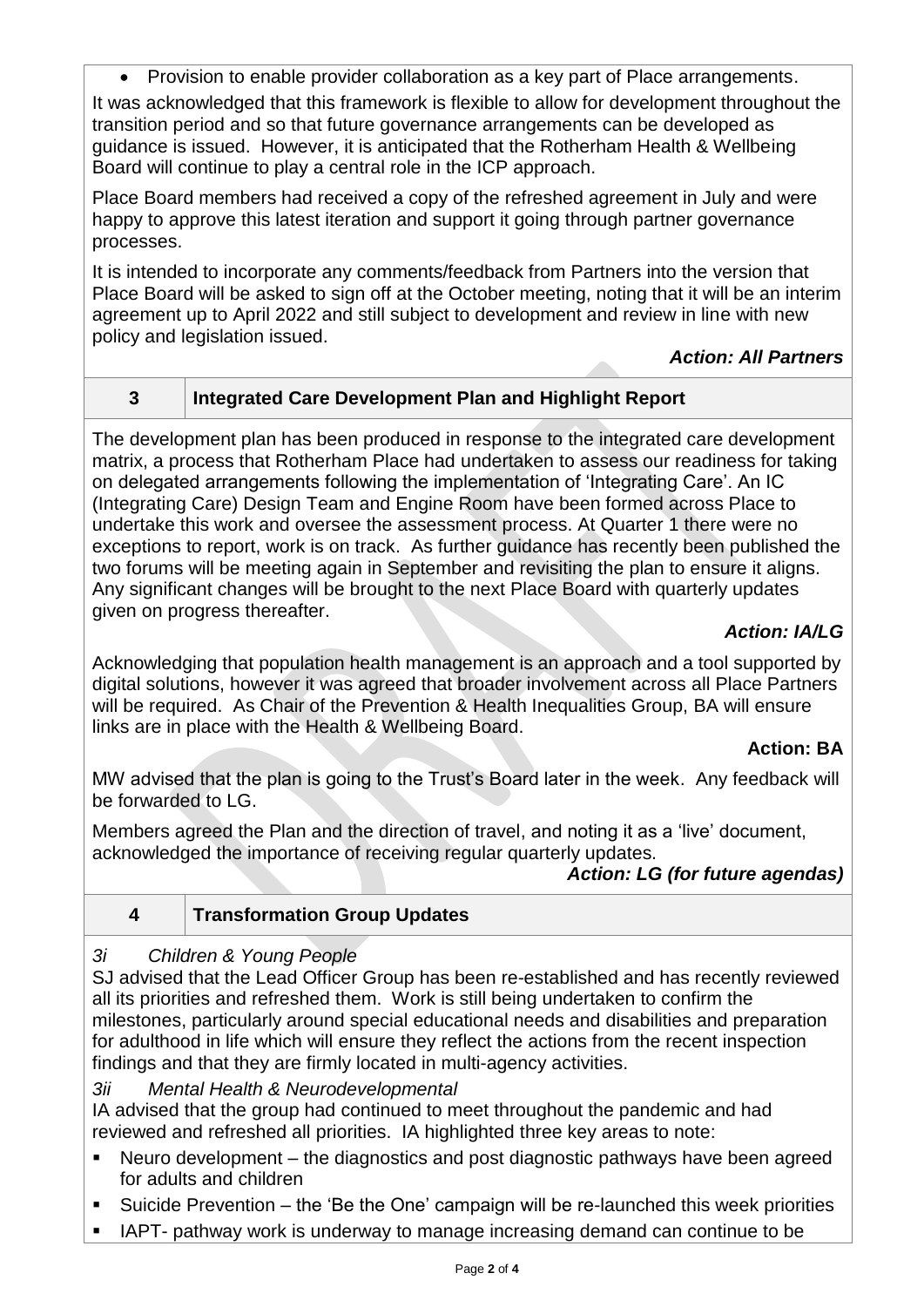- Provision to enable provider collaboration as a key part of Place arrangements.

It was acknowledged that this framework is flexible to allow for development throughout the transition period and so that future governance arrangements can be developed as guidance is issued. However, it is anticipated that the Rotherham Health & Wellbeing Board will continue to play a central role in the ICP approach.

Place Board members had received a copy of the refreshed agreement in July and were happy to approve this latest iteration and support it going through partner governance processes.

It is intended to incorporate any comments/feedback from Partners into the version that Place Board will be asked to sign off at the October meeting, noting that it will be an interim agreement up to April 2022 and still subject to development and review in line with new policy and legislation issued.

***Action: All Partners***

| 3 | **Integrated Care Development Plan and Highlight Report** |
|---|---|

The development plan has been produced in response to the integrated care development matrix, a process that Rotherham Place had undertaken to assess our readiness for taking on delegated arrangements following the implementation of 'Integrating Care'. An IC (Integrating Care) Design Team and Engine Room have been formed across Place to undertake this work and oversee the assessment process. At Quarter 1 there were no exceptions to report, work is on track. As further guidance has recently been published the two forums will be meeting again in September and revisiting the plan to ensure it aligns. Any significant changes will be brought to the next Place Board with quarterly updates given on progress thereafter.

***Action: IA/LG***

Acknowledging that population health management is an approach and a tool supported by digital solutions, however it was agreed that broader involvement across all Place Partners will be required. As Chair of the Prevention & Health Inequalities Group, BA will ensure links are in place with the Health & Wellbeing Board.

**Action: BA**

MW advised that the plan is going to the Trust's Board later in the week. Any feedback will be forwarded to LG.

Members agreed the Plan and the direction of travel, and noting it as a 'live' document, acknowledged the importance of receiving regular quarterly updates.

***Action: LG (for future agendas)***

| 4 | **Transformation Group Updates** |
|---|---|

*3i Children & Young People*

SJ advised that the Lead Officer Group has been re-established and has recently reviewed all its priorities and refreshed them. Work is still being undertaken to confirm the milestones, particularly around special educational needs and disabilities and preparation for adulthood in life which will ensure they reflect the actions from the recent inspection findings and that they are firmly located in multi-agency activities.

*3ii Mental Health & Neurodevelopmental*

IA advised that the group had continued to meet throughout the pandemic and had reviewed and refreshed all priorities. IA highlighted three key areas to note:

- Neuro development – the diagnostics and post diagnostic pathways have been agreed for adults and children
- Suicide Prevention – the 'Be the One' campaign will be re-launched this week priorities
- IAPT- pathway work is underway to manage increasing demand can continue to be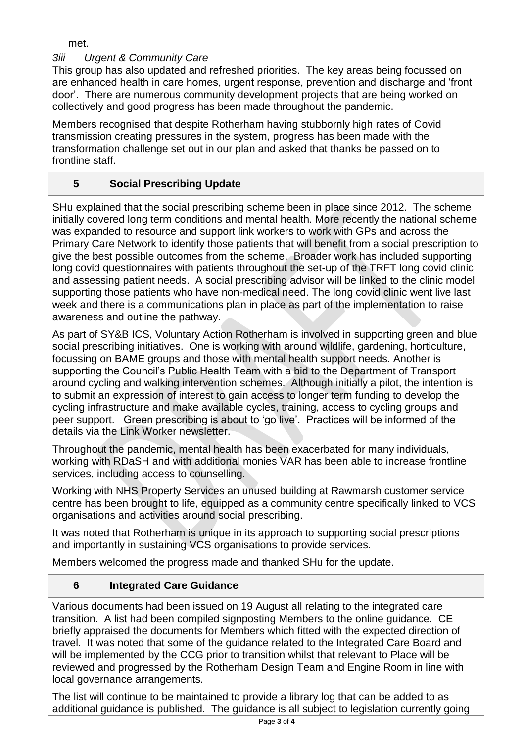met.

*3iii Urgent & Community Care*

This group has also updated and refreshed priorities. The key areas being focussed on are enhanced health in care homes, urgent response, prevention and discharge and 'front door'. There are numerous community development projects that are being worked on collectively and good progress has been made throughout the pandemic.

Members recognised that despite Rotherham having stubbornly high rates of Covid transmission creating pressures in the system, progress has been made with the transformation challenge set out in our plan and asked that thanks be passed on to frontline staff.

## 5 Social Prescribing Update

SHu explained that the social prescribing scheme been in place since 2012. The scheme initially covered long term conditions and mental health. More recently the national scheme was expanded to resource and support link workers to work with GPs and across the Primary Care Network to identify those patients that will benefit from a social prescription to give the best possible outcomes from the scheme. Broader work has included supporting long covid questionnaires with patients throughout the set-up of the TRFT long covid clinic and assessing patient needs. A social prescribing advisor will be linked to the clinic model supporting those patients who have non-medical need. The long covid clinic went live last week and there is a communications plan in place as part of the implementation to raise awareness and outline the pathway.

As part of SY&B ICS, Voluntary Action Rotherham is involved in supporting green and blue social prescribing initiatives. One is working with around wildlife, gardening, horticulture, focussing on BAME groups and those with mental health support needs. Another is supporting the Council's Public Health Team with a bid to the Department of Transport around cycling and walking intervention schemes. Although initially a pilot, the intention is to submit an expression of interest to gain access to longer term funding to develop the cycling infrastructure and make available cycles, training, access to cycling groups and peer support. Green prescribing is about to 'go live'. Practices will be informed of the details via the Link Worker newsletter.

Throughout the pandemic, mental health has been exacerbated for many individuals, working with RDaSH and with additional monies VAR has been able to increase frontline services, including access to counselling.

Working with NHS Property Services an unused building at Rawmarsh customer service centre has been brought to life, equipped as a community centre specifically linked to VCS organisations and activities around social prescribing.

It was noted that Rotherham is unique in its approach to supporting social prescriptions and importantly in sustaining VCS organisations to provide services.

Members welcomed the progress made and thanked SHu for the update.

## 6 Integrated Care Guidance

Various documents had been issued on 19 August all relating to the integrated care transition. A list had been compiled signposting Members to the online guidance. CE briefly appraised the documents for Members which fitted with the expected direction of travel. It was noted that some of the guidance related to the Integrated Care Board and will be implemented by the CCG prior to transition whilst that relevant to Place will be reviewed and progressed by the Rotherham Design Team and Engine Room in line with local governance arrangements.

The list will continue to be maintained to provide a library log that can be added to as additional guidance is published. The guidance is all subject to legislation currently going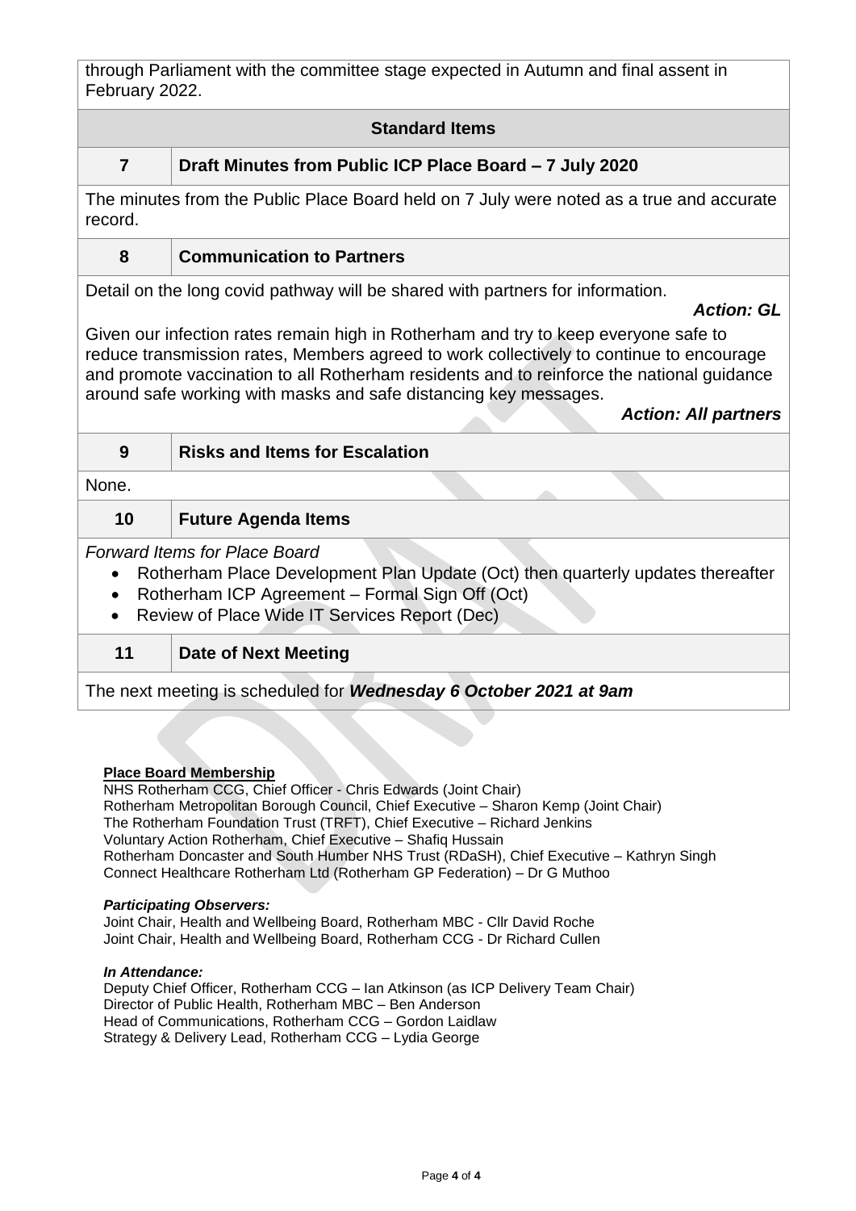through Parliament with the committee stage expected in Autumn and final assent in February 2022.

| **Standard Items** | |
|---|---|
| **7** | **Draft Minutes from Public ICP Place Board – 7 July 2020** |

The minutes from the Public Place Board held on 7 July were noted as a true and accurate record.

| | |
|---|---|
| **8** | **Communication to Partners** |

Detail on the long covid pathway will be shared with partners for information.

***Action: GL***

Given our infection rates remain high in Rotherham and try to keep everyone safe to reduce transmission rates, Members agreed to work collectively to continue to encourage and promote vaccination to all Rotherham residents and to reinforce the national guidance around safe working with masks and safe distancing key messages.

***Action: All partners***

| | |
|---|---|
| **9** | **Risks and Items for Escalation** |

None.

| | |
|---|---|
| **10** | **Future Agenda Items** |

*Forward Items for Place Board*

- Rotherham Place Development Plan Update (Oct) then quarterly updates thereafter
- Rotherham ICP Agreement – Formal Sign Off (Oct)
- Review of Place Wide IT Services Report (Dec)

| | |
|---|---|
| **11** | **Date of Next Meeting** |

The next meeting is scheduled for ***Wednesday 6 October 2021 at 9am***

**Place Board Membership**

NHS Rotherham CCG, Chief Officer - Chris Edwards (Joint Chair)
Rotherham Metropolitan Borough Council, Chief Executive – Sharon Kemp (Joint Chair)
The Rotherham Foundation Trust (TRFT), Chief Executive – Richard Jenkins
Voluntary Action Rotherham, Chief Executive – Shafiq Hussain
Rotherham Doncaster and South Humber NHS Trust (RDaSH), Chief Executive – Kathryn Singh
Connect Healthcare Rotherham Ltd (Rotherham GP Federation) – Dr G Muthoo

***Participating Observers:***

Joint Chair, Health and Wellbeing Board, Rotherham MBC - Cllr David Roche
Joint Chair, Health and Wellbeing Board, Rotherham CCG - Dr Richard Cullen

***In Attendance:***

Deputy Chief Officer, Rotherham CCG – Ian Atkinson (as ICP Delivery Team Chair)
Director of Public Health, Rotherham MBC – Ben Anderson
Head of Communications, Rotherham CCG – Gordon Laidlaw
Strategy & Delivery Lead, Rotherham CCG – Lydia George